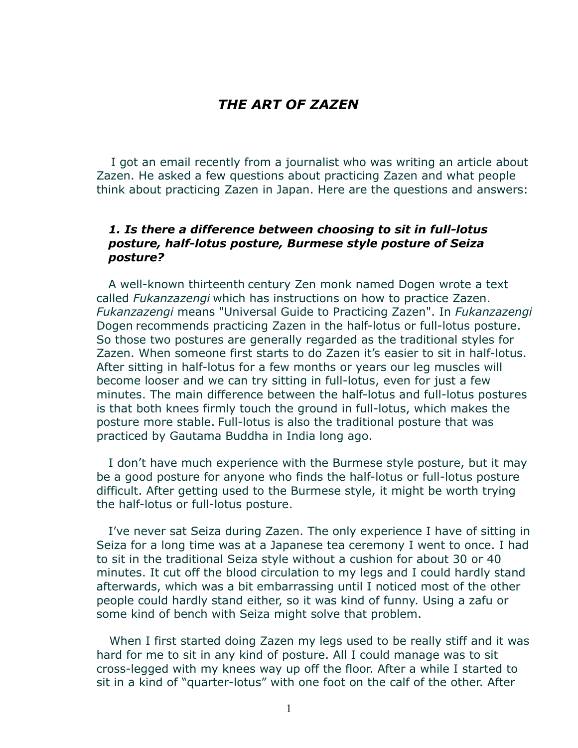# *THE ART OF ZAZEN*

I got an email recently from a journalist who was writing an article about Zazen. He asked a few questions about practicing Zazen and what people think about practicing Zazen in Japan. Here are the questions and answers:

### *1. Is there a difference between choosing to sit in full-lotus posture, half-lotus posture, Burmese style posture of Seiza posture?*

A well-known thirteenth century Zen monk named Dogen wrote a text called *Fukanzazengi* which has instructions on how to practice Zazen. *Fukanzazengi* means "Universal Guide to Practicing Zazen". In *Fukanzazengi* Dogen recommends practicing Zazen in the half-lotus or full-lotus posture. So those two postures are generally regarded as the traditional styles for Zazen. When someone first starts to do Zazen it's easier to sit in half-lotus. After sitting in half-lotus for a few months or years our leg muscles will become looser and we can try sitting in full-lotus, even for just a few minutes. The main difference between the half-lotus and full-lotus postures is that both knees firmly touch the ground in full-lotus, which makes the posture more stable. Full-lotus is also the traditional posture that was practiced by Gautama Buddha in India long ago.

I don't have much experience with the Burmese style posture, but it may be a good posture for anyone who finds the half-lotus or full-lotus posture difficult. After getting used to the Burmese style, it might be worth trying the half-lotus or full-lotus posture.

I've never sat Seiza during Zazen. The only experience I have of sitting in Seiza for a long time was at a Japanese tea ceremony I went to once. I had to sit in the traditional Seiza style without a cushion for about 30 or 40 minutes. It cut off the blood circulation to my legs and I could hardly stand afterwards, which was a bit embarrassing until I noticed most of the other people could hardly stand either, so it was kind of funny. Using a zafu or some kind of bench with Seiza might solve that problem.

When I first started doing Zazen my legs used to be really stiff and it was hard for me to sit in any kind of posture. All I could manage was to sit cross-legged with my knees way up off the floor. After a while I started to sit in a kind of "quarter-lotus" with one foot on the calf of the other. After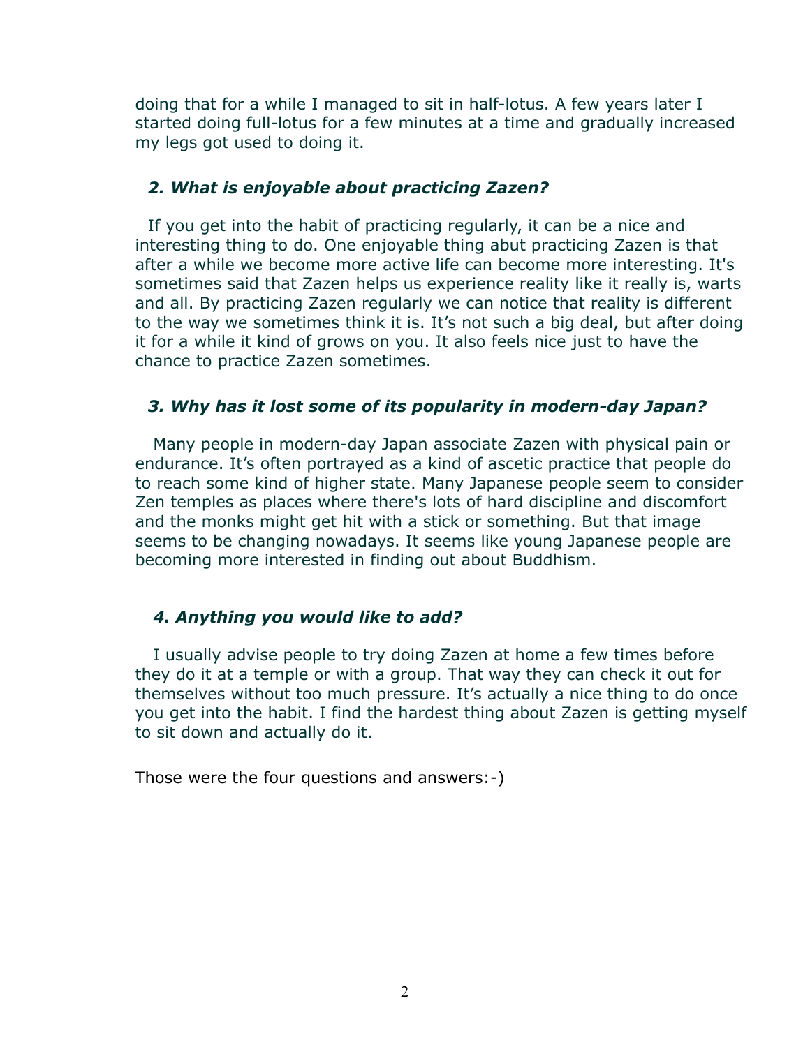doing that for a while I managed to sit in half-lotus. A few years later I started doing full-lotus for a few minutes at a time and gradually increased my legs got used to doing it.

### *2. What is enjoyable about practicing Zazen?*

If you get into the habit of practicing regularly, it can be a nice and interesting thing to do. One enjoyable thing abut practicing Zazen is that after a while we become more active life can become more interesting. It's sometimes said that Zazen helps us experience reality like it really is, warts and all. By practicing Zazen regularly we can notice that reality is different to the way we sometimes think it is. It's not such a big deal, but after doing it for a while it kind of grows on you. It also feels nice just to have the chance to practice Zazen sometimes.

### *3. Why has it lost some of its popularity in modern-day Japan?*

Many people in modern-day Japan associate Zazen with physical pain or endurance. It's often portrayed as a kind of ascetic practice that people do to reach some kind of higher state. Many Japanese people seem to consider Zen temples as places where there's lots of hard discipline and discomfort and the monks might get hit with a stick or something. But that image seems to be changing nowadays. It seems like young Japanese people are becoming more interested in finding out about Buddhism.

### *4. Anything you would like to add?*

I usually advise people to try doing Zazen at home a few times before they do it at a temple or with a group. That way they can check it out for themselves without too much pressure. It's actually a nice thing to do once you get into the habit. I find the hardest thing about Zazen is getting myself to sit down and actually do it.

Those were the four questions and answers:-)